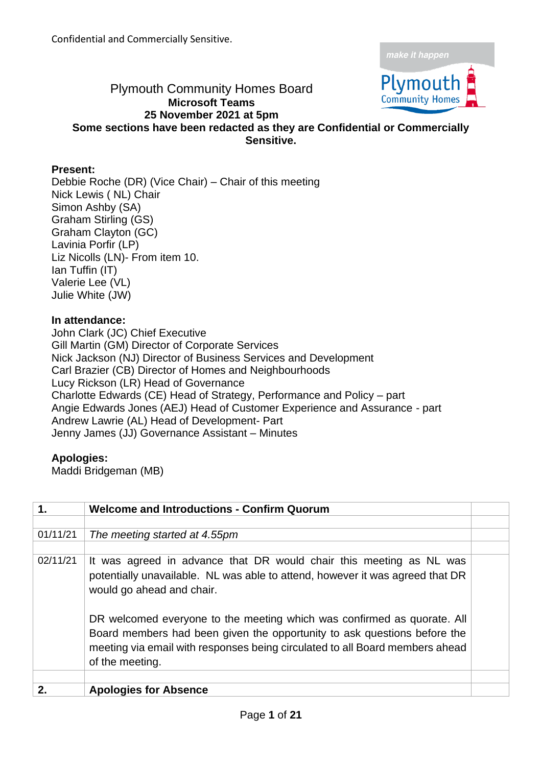Confidential and Commercially Sensitive.

# Plymouth Community Homes Board

**Microsoft Teams**

**25 November 2021 at 5pm**

**Some sections have been redacted as they are Confidential or Commercially Sensitive.**

**Present:**
Debbie Roche (DR) (Vice Chair) – Chair of this meeting
Nick Lewis ( NL) Chair
Simon Ashby (SA)
Graham Stirling (GS)
Graham Clayton (GC)
Lavinia Porfir (LP)
Liz Nicolls (LN)- From item 10.
Ian Tuffin (IT)
Valerie Lee (VL)
Julie White (JW)

**In attendance:**
John Clark (JC) Chief Executive
Gill Martin (GM) Director of Corporate Services
Nick Jackson (NJ) Director of Business Services and Development
Carl Brazier (CB) Director of Homes and Neighbourhoods
Lucy Rickson (LR) Head of Governance
Charlotte Edwards (CE) Head of Strategy, Performance and Policy – part
Angie Edwards Jones (AEJ) Head of Customer Experience and Assurance - part
Andrew Lawrie (AL) Head of Development- Part
Jenny James (JJ) Governance Assistant – Minutes

**Apologies:**
Maddi Bridgeman (MB)

| **1.** | **Welcome and Introductions - Confirm Quorum** | |
|---|---|---|
| | | |
| 01/11/21 | *The meeting started at 4.55pm* | |
| | | |
| 02/11/21 | It was agreed in advance that DR would chair this meeting as NL was potentially unavailable. NL was able to attend, however it was agreed that DR would go ahead and chair.<br><br>DR welcomed everyone to the meeting which was confirmed as quorate. All Board members had been given the opportunity to ask questions before the meeting via email with responses being circulated to all Board members ahead of the meeting. | |
| | | |
| **2.** | **Apologies for Absence** | |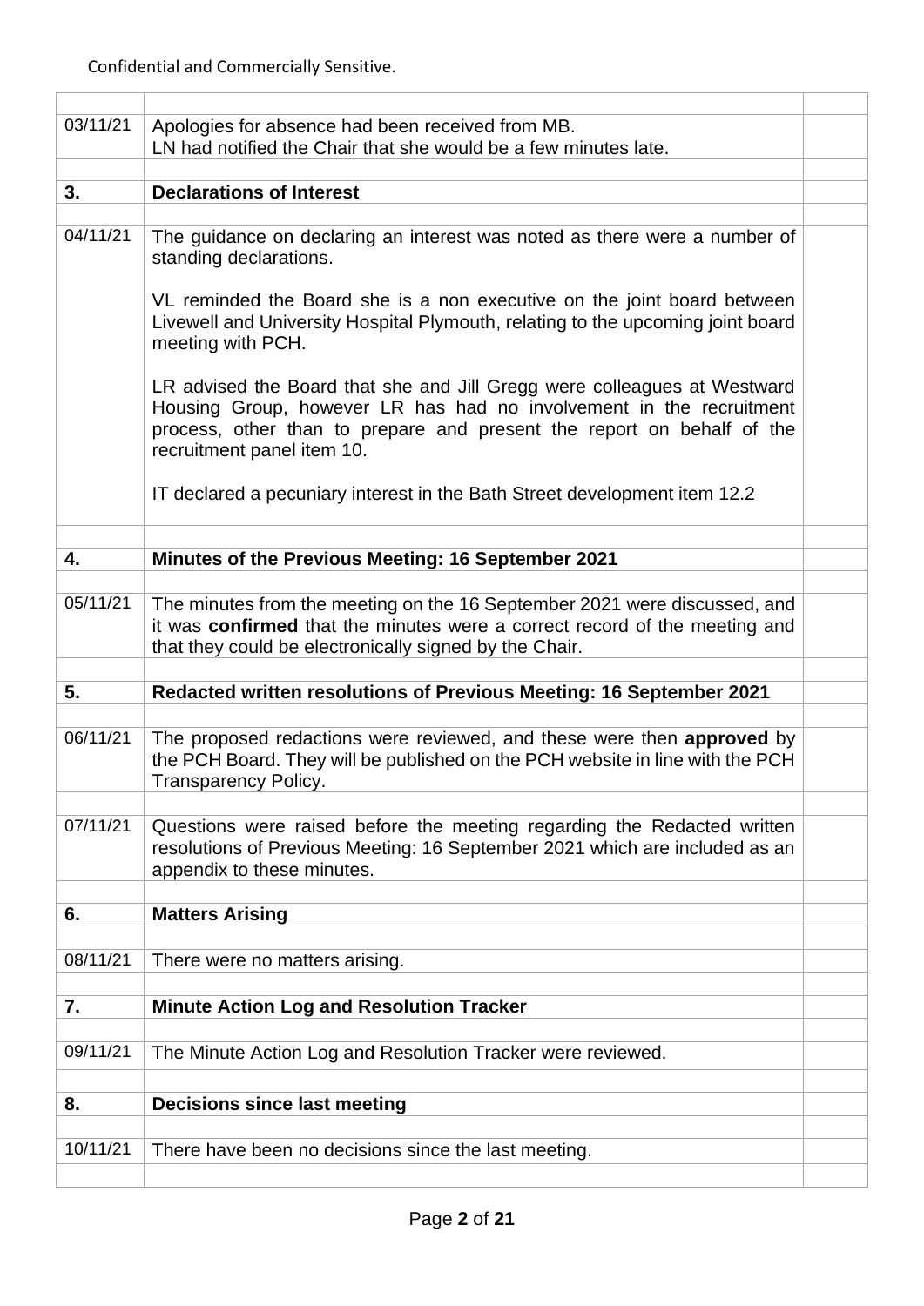Confidential and Commercially Sensitive.

| | | |
|---|---|---|
| 03/11/21 | Apologies for absence had been received from MB.<br>LN had notified the Chair that she would be a few minutes late. | |
| | | |
| **3.** | **Declarations of Interest** | |
| | | |
| 04/11/21 | The guidance on declaring an interest was noted as there were a number of standing declarations.<br><br>VL reminded the Board she is a non executive on the joint board between Livewell and University Hospital Plymouth, relating to the upcoming joint board meeting with PCH.<br><br>LR advised the Board that she and Jill Gregg were colleagues at Westward Housing Group, however LR has had no involvement in the recruitment process, other than to prepare and present the report on behalf of the recruitment panel item 10.<br><br>IT declared a pecuniary interest in the Bath Street development item 12.2 | |
| | | |
| **4.** | **Minutes of the Previous Meeting: 16 September 2021** | |
| | | |
| 05/11/21 | The minutes from the meeting on the 16 September 2021 were discussed, and it was **confirmed** that the minutes were a correct record of the meeting and that they could be electronically signed by the Chair. | |
| | | |
| **5.** | **Redacted written resolutions of Previous Meeting: 16 September 2021** | |
| | | |
| 06/11/21 | The proposed redactions were reviewed, and these were then **approved** by the PCH Board. They will be published on the PCH website in line with the PCH Transparency Policy. | |
| | | |
| 07/11/21 | Questions were raised before the meeting regarding the Redacted written resolutions of Previous Meeting: 16 September 2021 which are included as an appendix to these minutes. | |
| | | |
| **6.** | **Matters Arising** | |
| | | |
| 08/11/21 | There were no matters arising. | |
| | | |
| **7.** | **Minute Action Log and Resolution Tracker** | |
| | | |
| 09/11/21 | The Minute Action Log and Resolution Tracker were reviewed. | |
| | | |
| **8.** | **Decisions since last meeting** | |
| | | |
| 10/11/21 | There have been no decisions since the last meeting. | |
| | | |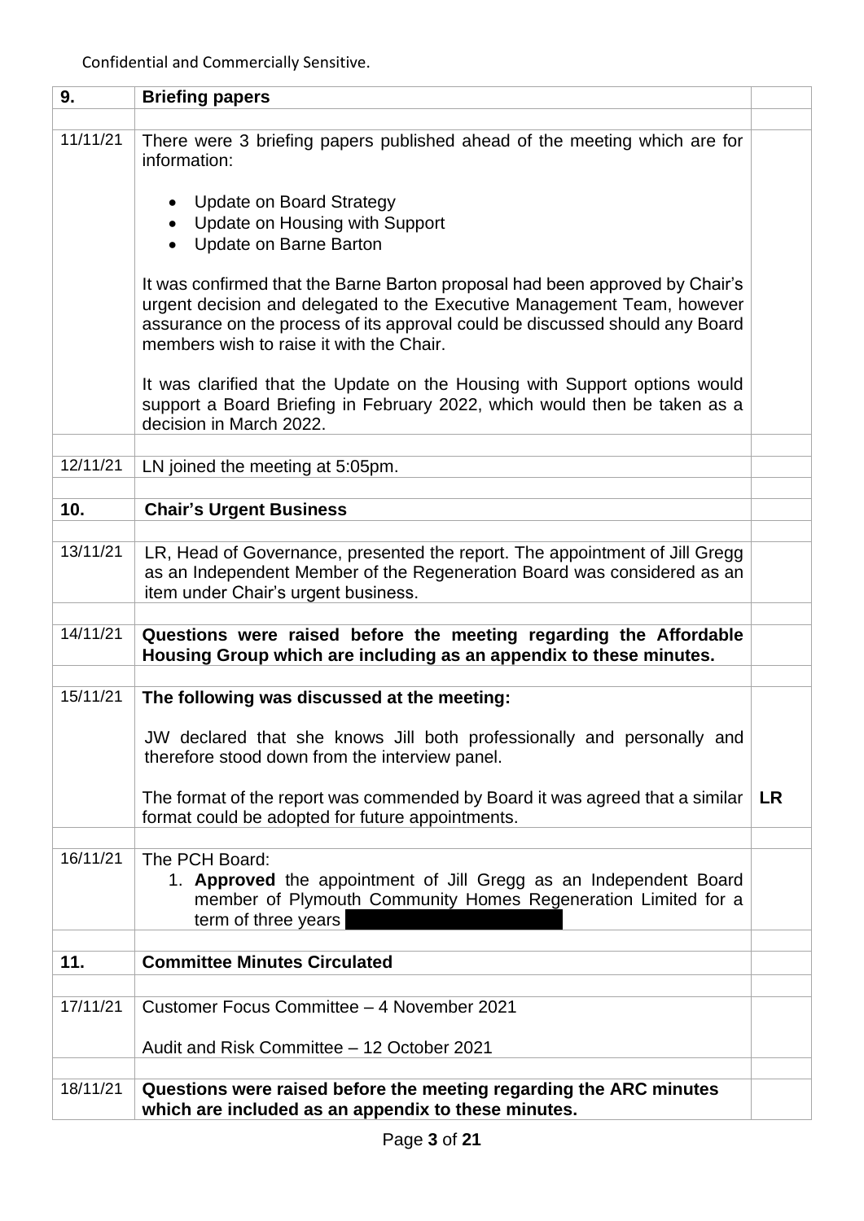Confidential and Commercially Sensitive.

| | | |
|---|---|---|
| **9.** | **Briefing papers** | |
| | | |
| 11/11/21 | There were 3 briefing papers published ahead of the meeting which are for information:<br><br>• Update on Board Strategy<br>• Update on Housing with Support<br>• Update on Barne Barton<br><br>It was confirmed that the Barne Barton proposal had been approved by Chair's urgent decision and delegated to the Executive Management Team, however assurance on the process of its approval could be discussed should any Board members wish to raise it with the Chair.<br><br>It was clarified that the Update on the Housing with Support options would support a Board Briefing in February 2022, which would then be taken as a decision in March 2022. | |
| | | |
| 12/11/21 | LN joined the meeting at 5:05pm. | |
| | | |
| **10.** | **Chair's Urgent Business** | |
| | | |
| 13/11/21 | LR, Head of Governance, presented the report. The appointment of Jill Gregg as an Independent Member of the Regeneration Board was considered as an item under Chair's urgent business. | |
| | | |
| 14/11/21 | **Questions were raised before the meeting regarding the Affordable Housing Group which are including as an appendix to these minutes.** | |
| | | |
| 15/11/21 | **The following was discussed at the meeting:**<br><br>JW declared that she knows Jill both professionally and personally and therefore stood down from the interview panel.<br><br>The format of the report was commended by Board it was agreed that a similar format could be adopted for future appointments. | **LR** |
| | | |
| 16/11/21 | The PCH Board:<br>1. **Approved** the appointment of Jill Gregg as an Independent Board member of Plymouth Community Homes Regeneration Limited for a term of three years | |
| | | |
| **11.** | **Committee Minutes Circulated** | |
| | | |
| 17/11/21 | Customer Focus Committee – 4 November 2021<br><br>Audit and Risk Committee – 12 October 2021 | |
| | | |
| 18/11/21 | **Questions were raised before the meeting regarding the ARC minutes which are included as an appendix to these minutes.** | |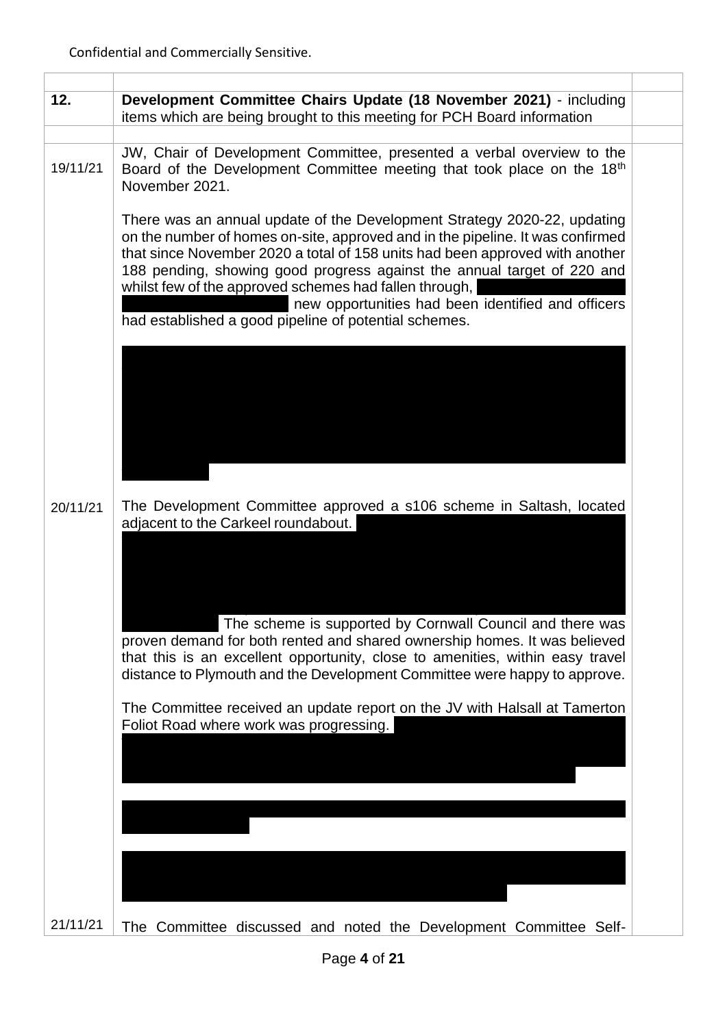| | | |
|---|---|---|
| | | |
| **12.** | **Development Committee Chairs Update (18 November 2021)** - including items which are being brought to this meeting for PCH Board information | |
| | | |
| 19/11/21 | JW, Chair of Development Committee, presented a verbal overview to the Board of the Development Committee meeting that took place on the 18th November 2021.<br><br>There was an annual update of the Development Strategy 2020-22, updating on the number of homes on-site, approved and in the pipeline. It was confirmed that since November 2020 a total of 158 units had been approved with another 188 pending, showing good progress against the annual target of 220 and whilst few of the approved schemes had fallen through, new opportunities had been identified and officers had established a good pipeline of potential schemes. | |
| 20/11/21 | The Development Committee approved a s106 scheme in Saltash, located adjacent to the Carkeel roundabout. The scheme is supported by Cornwall Council and there was proven demand for both rented and shared ownership homes. It was believed that this is an excellent opportunity, close to amenities, within easy travel distance to Plymouth and the Development Committee were happy to approve.<br><br>The Committee received an update report on the JV with Halsall at Tamerton Foliot Road where work was progressing. | |
| 21/11/21 | The Committee discussed and noted the Development Committee Self- | |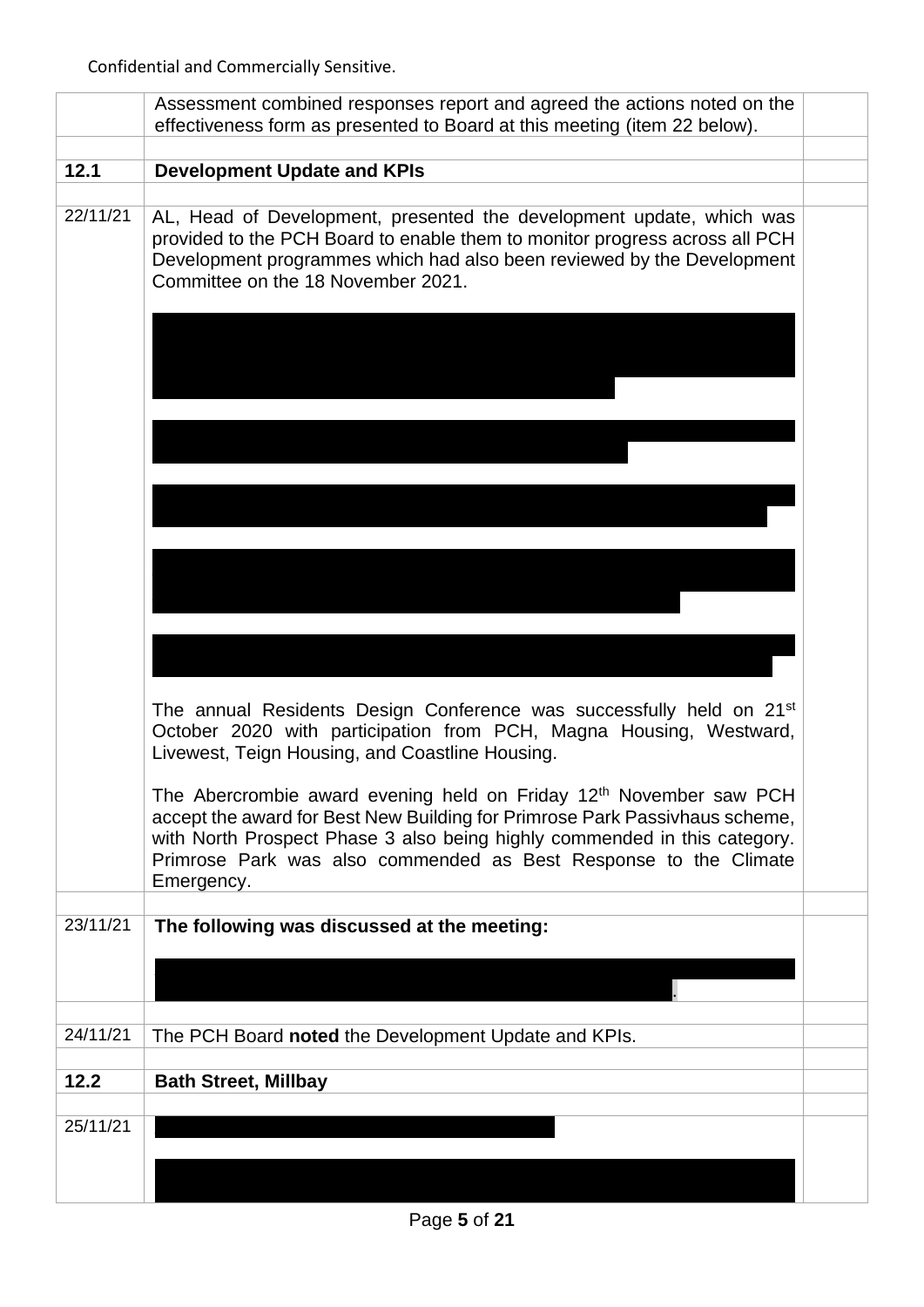Confidential and Commercially Sensitive.

| | | |
|---|---|---|
| | Assessment combined responses report and agreed the actions noted on the effectiveness form as presented to Board at this meeting (item 22 below). | |
| | | |
| **12.1** | **Development Update and KPIs** | |
| | | |
| 22/11/21 | AL, Head of Development, presented the development update, which was provided to the PCH Board to enable them to monitor progress across all PCH Development programmes which had also been reviewed by the Development Committee on the 18 November 2021.<br><br>[REDACTED]<br><br>[REDACTED]<br><br>[REDACTED]<br><br>[REDACTED]<br><br>[REDACTED]<br><br>The annual Residents Design Conference was successfully held on 21st October 2020 with participation from PCH, Magna Housing, Westward, Livewest, Teign Housing, and Coastline Housing.<br><br>The Abercrombie award evening held on Friday 12th November saw PCH accept the award for Best New Building for Primrose Park Passivhaus scheme, with North Prospect Phase 3 also being highly commended in this category. Primrose Park was also commended as Best Response to the Climate Emergency. | |
| | | |
| 23/11/21 | **The following was discussed at the meeting:**<br><br>[REDACTED]. | |
| | | |
| 24/11/21 | The PCH Board **noted** the Development Update and KPIs. | |
| | | |
| **12.2** | **Bath Street, Millbay** | |
| | | |
| 25/11/21 | [REDACTED]<br><br>[REDACTED] | |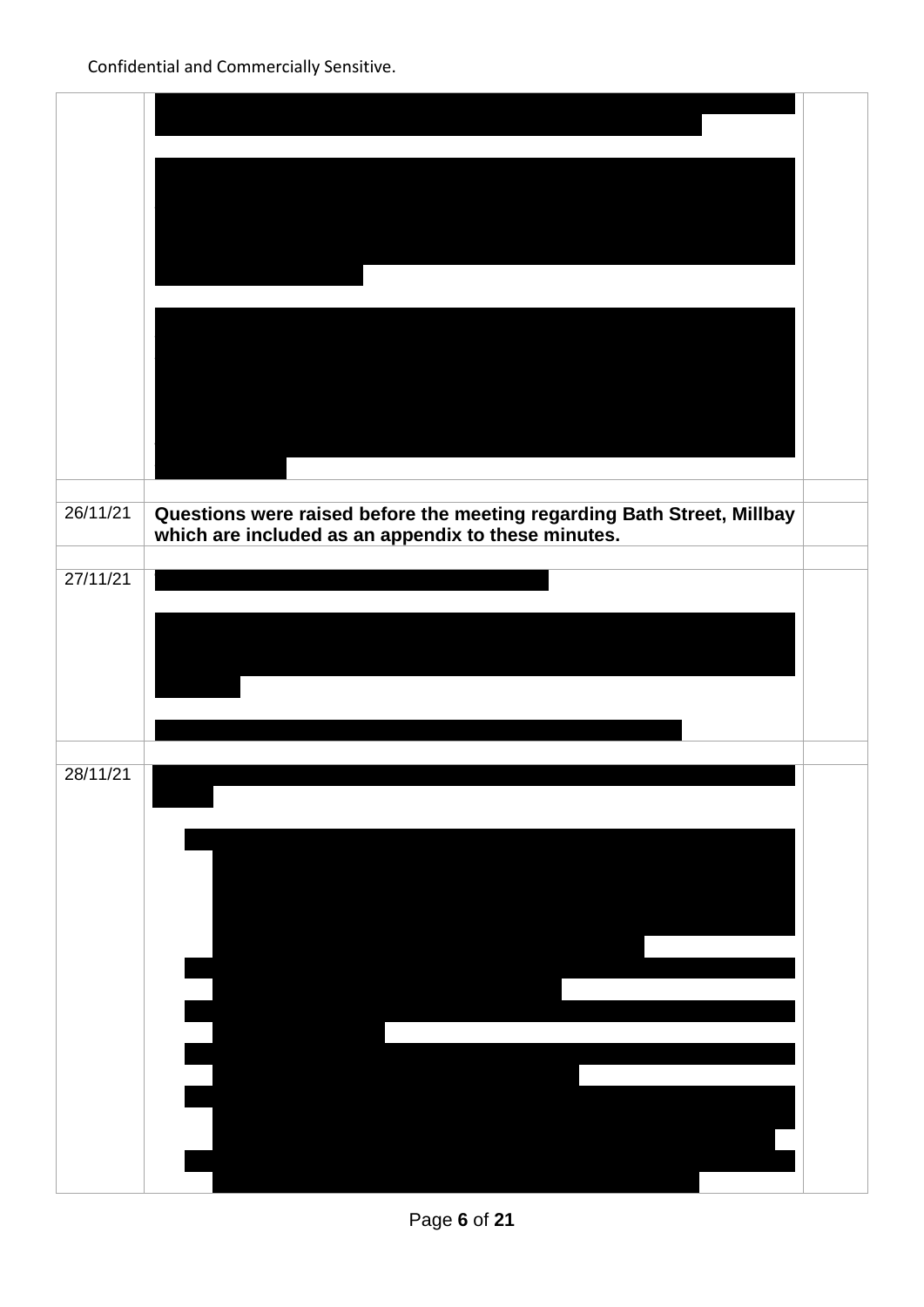Confidential and Commercially Sensitive.

| | | |
|---|---|---|
| | | |
| | | |
| 26/11/21 | **Questions were raised before the meeting regarding Bath Street, Millbay which are included as an appendix to these minutes.** | |
| | | |
| 27/11/21 | | |
| | | |
| 28/11/21 | | |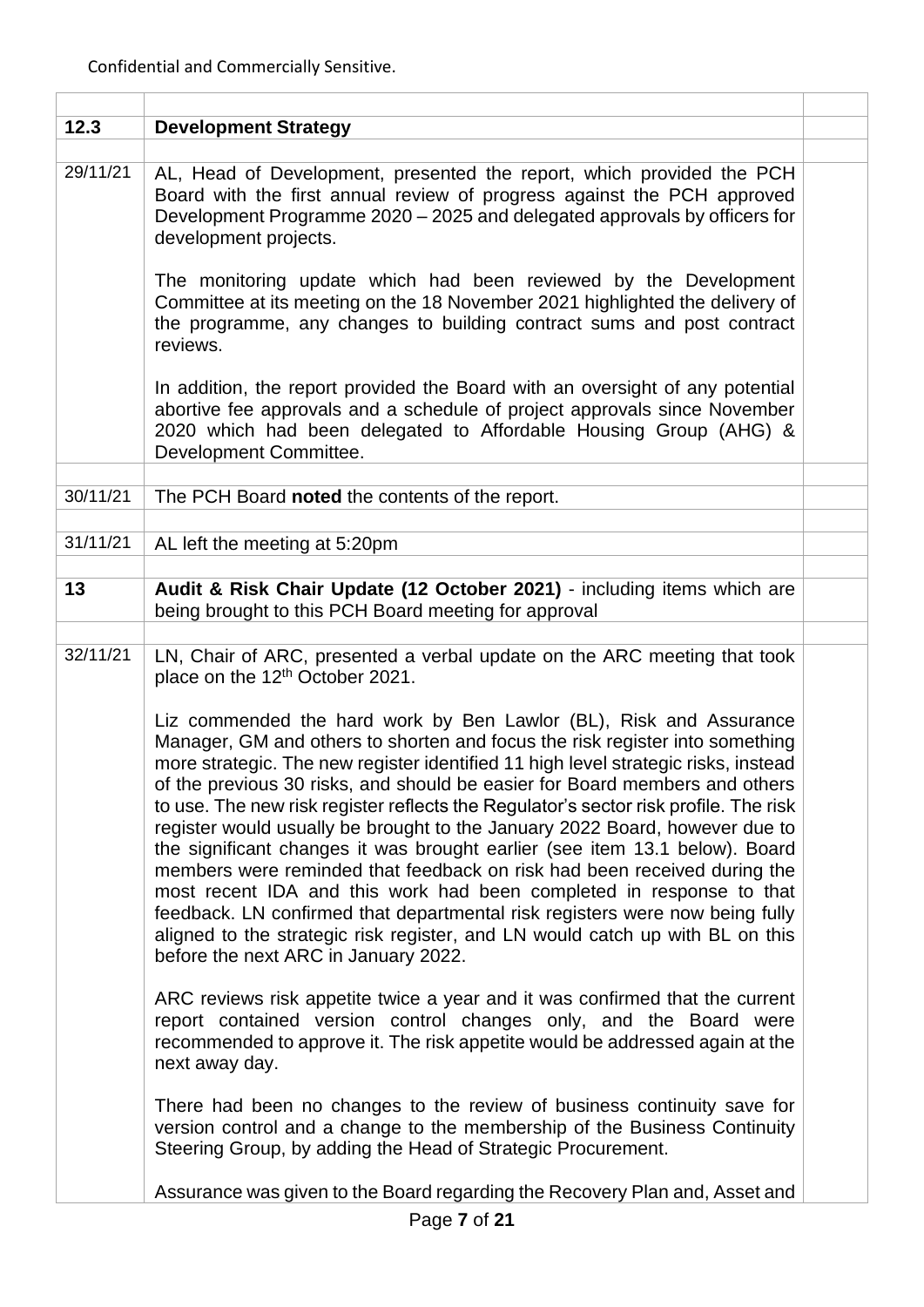Confidential and Commercially Sensitive.

| | | |
|---|---|---|
| **12.3** | **Development Strategy** | |
| 29/11/21 | AL, Head of Development, presented the report, which provided the PCH Board with the first annual review of progress against the PCH approved Development Programme 2020 – 2025 and delegated approvals by officers for development projects.<br><br>The monitoring update which had been reviewed by the Development Committee at its meeting on the 18 November 2021 highlighted the delivery of the programme, any changes to building contract sums and post contract reviews.<br><br>In addition, the report provided the Board with an oversight of any potential abortive fee approvals and a schedule of project approvals since November 2020 which had been delegated to Affordable Housing Group (AHG) & Development Committee. | |
| 30/11/21 | The PCH Board **noted** the contents of the report. | |
| 31/11/21 | AL left the meeting at 5:20pm | |
| **13** | **Audit & Risk Chair Update (12 October 2021)** - including items which are being brought to this PCH Board meeting for approval | |
| 32/11/21 | LN, Chair of ARC, presented a verbal update on the ARC meeting that took place on the 12th October 2021.<br><br>Liz commended the hard work by Ben Lawlor (BL), Risk and Assurance Manager, GM and others to shorten and focus the risk register into something more strategic. The new register identified 11 high level strategic risks, instead of the previous 30 risks, and should be easier for Board members and others to use. The new risk register reflects the Regulator's sector risk profile. The risk register would usually be brought to the January 2022 Board, however due to the significant changes it was brought earlier (see item 13.1 below). Board members were reminded that feedback on risk had been received during the most recent IDA and this work had been completed in response to that feedback. LN confirmed that departmental risk registers were now being fully aligned to the strategic risk register, and LN would catch up with BL on this before the next ARC in January 2022.<br><br>ARC reviews risk appetite twice a year and it was confirmed that the current report contained version control changes only, and the Board were recommended to approve it. The risk appetite would be addressed again at the next away day.<br><br>There had been no changes to the review of business continuity save for version control and a change to the membership of the Business Continuity Steering Group, by adding the Head of Strategic Procurement.<br><br>Assurance was given to the Board regarding the Recovery Plan and, Asset and | |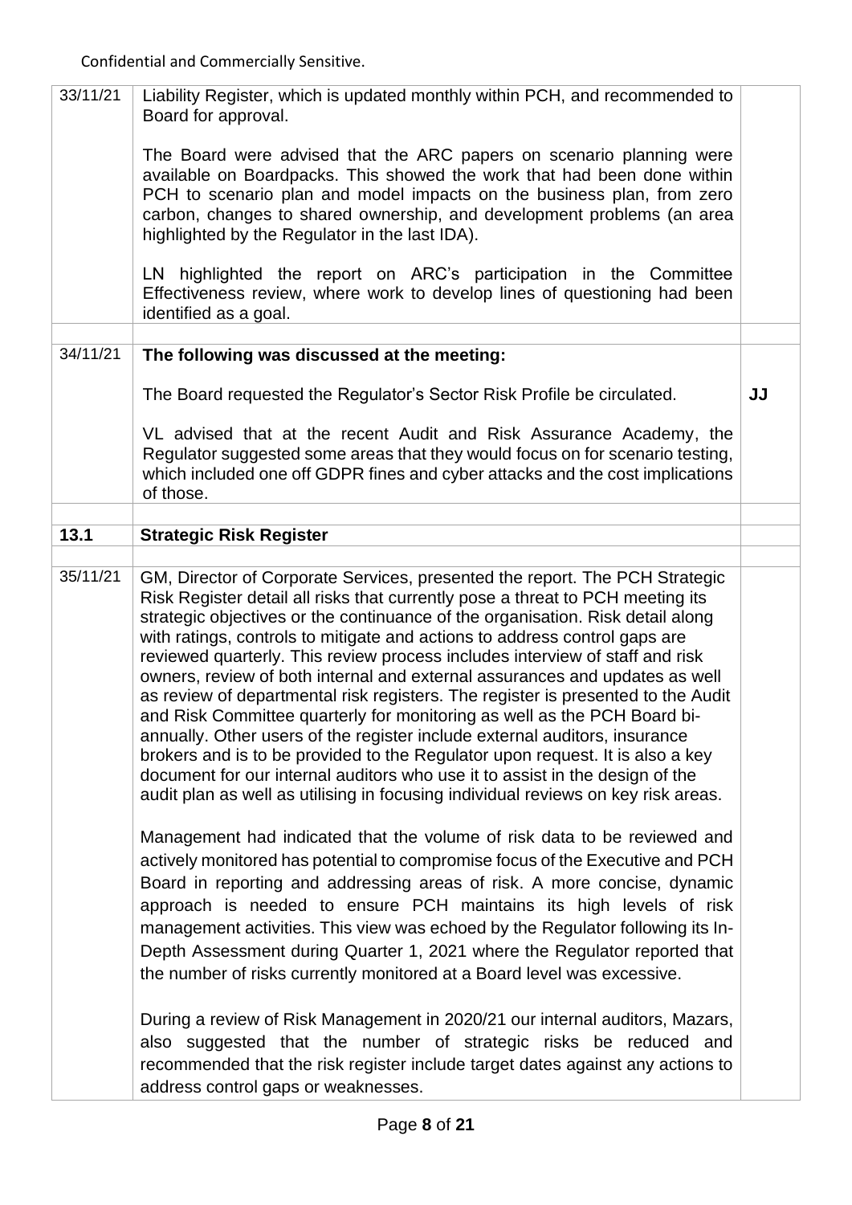Confidential and Commercially Sensitive.

| | | |
|---|---|---|
| 33/11/21 | Liability Register, which is updated monthly within PCH, and recommended to Board for approval.<br><br>The Board were advised that the ARC papers on scenario planning were available on Boardpacks. This showed the work that had been done within PCH to scenario plan and model impacts on the business plan, from zero carbon, changes to shared ownership, and development problems (an area highlighted by the Regulator in the last IDA).<br><br>LN highlighted the report on ARC's participation in the Committee Effectiveness review, where work to develop lines of questioning had been identified as a goal. | |
| | | |
| 34/11/21 | **The following was discussed at the meeting:**<br><br>The Board requested the Regulator's Sector Risk Profile be circulated.<br><br>VL advised that at the recent Audit and Risk Assurance Academy, the Regulator suggested some areas that they would focus on for scenario testing, which included one off GDPR fines and cyber attacks and the cost implications of those. | **JJ** |
| | | |
| **13.1** | **Strategic Risk Register** | |
| | | |
| 35/11/21 | GM, Director of Corporate Services, presented the report. The PCH Strategic Risk Register detail all risks that currently pose a threat to PCH meeting its strategic objectives or the continuance of the organisation. Risk detail along with ratings, controls to mitigate and actions to address control gaps are reviewed quarterly. This review process includes interview of staff and risk owners, review of both internal and external assurances and updates as well as review of departmental risk registers. The register is presented to the Audit and Risk Committee quarterly for monitoring as well as the PCH Board bi-annually. Other users of the register include external auditors, insurance brokers and is to be provided to the Regulator upon request. It is also a key document for our internal auditors who use it to assist in the design of the audit plan as well as utilising in focusing individual reviews on key risk areas.<br><br>Management had indicated that the volume of risk data to be reviewed and actively monitored has potential to compromise focus of the Executive and PCH Board in reporting and addressing areas of risk. A more concise, dynamic approach is needed to ensure PCH maintains its high levels of risk management activities. This view was echoed by the Regulator following its In-Depth Assessment during Quarter 1, 2021 where the Regulator reported that the number of risks currently monitored at a Board level was excessive.<br><br>During a review of Risk Management in 2020/21 our internal auditors, Mazars, also suggested that the number of strategic risks be reduced and recommended that the risk register include target dates against any actions to address control gaps or weaknesses. | |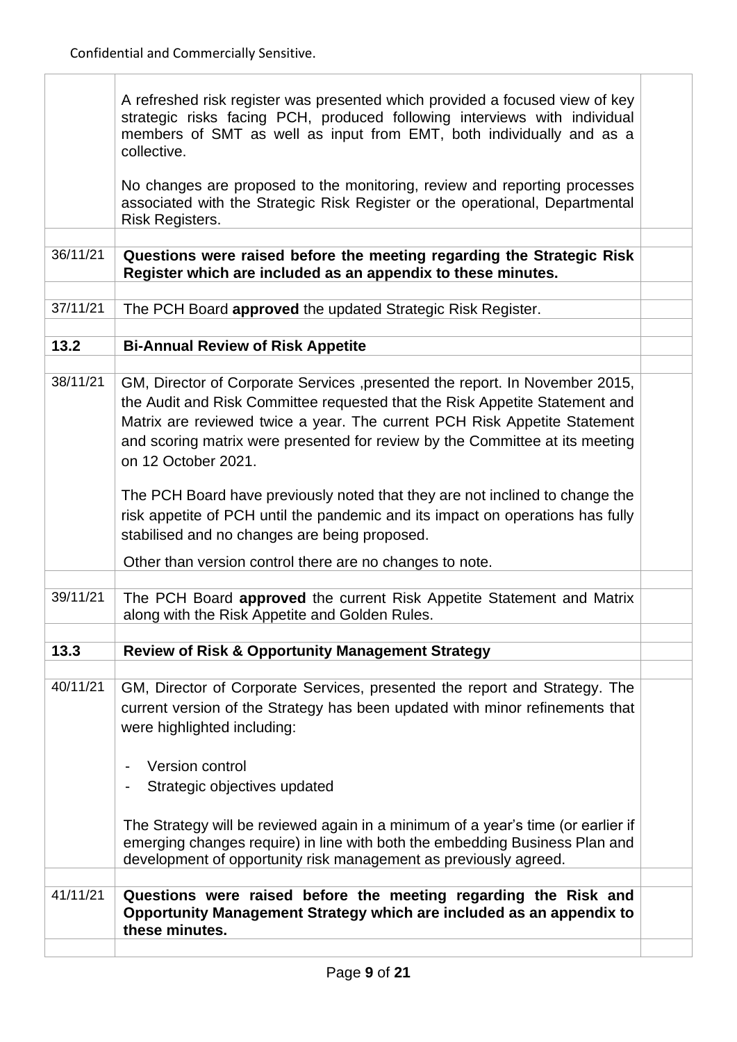Confidential and Commercially Sensitive.

| | | |
|---|---|---|
| | A refreshed risk register was presented which provided a focused view of key strategic risks facing PCH, produced following interviews with individual members of SMT as well as input from EMT, both individually and as a collective.<br><br>No changes are proposed to the monitoring, review and reporting processes associated with the Strategic Risk Register or the operational, Departmental Risk Registers. | |
| 36/11/21 | **Questions were raised before the meeting regarding the Strategic Risk Register which are included as an appendix to these minutes.** | |
| 37/11/21 | The PCH Board **approved** the updated Strategic Risk Register. | |
| **13.2** | **Bi-Annual Review of Risk Appetite** | |
| 38/11/21 | GM, Director of Corporate Services ,presented the report. In November 2015, the Audit and Risk Committee requested that the Risk Appetite Statement and Matrix are reviewed twice a year. The current PCH Risk Appetite Statement and scoring matrix were presented for review by the Committee at its meeting on 12 October 2021.<br><br>The PCH Board have previously noted that they are not inclined to change the risk appetite of PCH until the pandemic and its impact on operations has fully stabilised and no changes are being proposed.<br><br>Other than version control there are no changes to note. | |
| 39/11/21 | The PCH Board **approved** the current Risk Appetite Statement and Matrix along with the Risk Appetite and Golden Rules. | |
| **13.3** | **Review of Risk & Opportunity Management Strategy** | |
| 40/11/21 | GM, Director of Corporate Services, presented the report and Strategy. The current version of the Strategy has been updated with minor refinements that were highlighted including:<br><br>- Version control<br>- Strategic objectives updated<br><br>The Strategy will be reviewed again in a minimum of a year's time (or earlier if emerging changes require) in line with both the embedding Business Plan and development of opportunity risk management as previously agreed. | |
| 41/11/21 | **Questions were raised before the meeting regarding the Risk and Opportunity Management Strategy which are included as an appendix to these minutes.** | |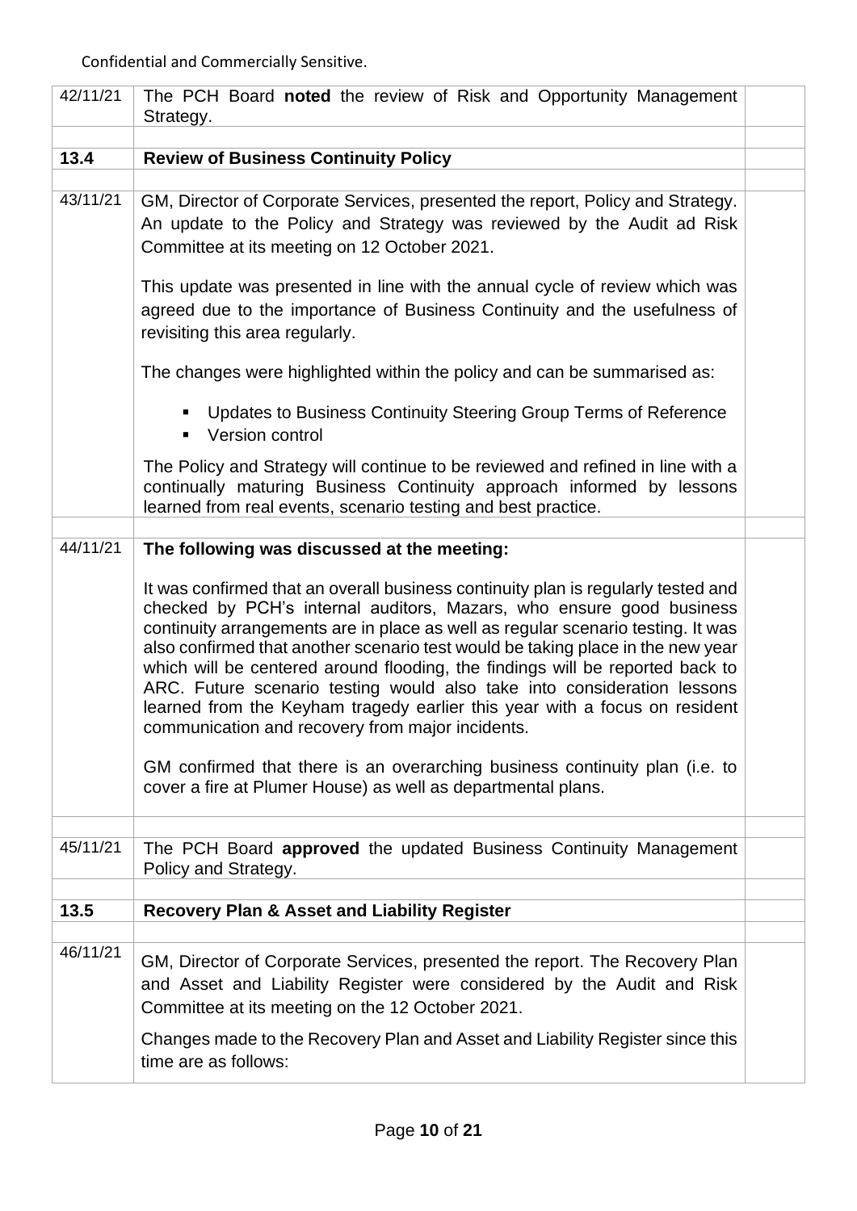Confidential and Commercially Sensitive.

| | | |
|---|---|---|
| 42/11/21 | The PCH Board **noted** the review of Risk and Opportunity Management Strategy. | |
| | | |
| **13.4** | **Review of Business Continuity Policy** | |
| | | |
| 43/11/21 | GM, Director of Corporate Services, presented the report, Policy and Strategy. An update to the Policy and Strategy was reviewed by the Audit ad Risk Committee at its meeting on 12 October 2021.<br><br>This update was presented in line with the annual cycle of review which was agreed due to the importance of Business Continuity and the usefulness of revisiting this area regularly.<br><br>The changes were highlighted within the policy and can be summarised as:<br><br>▪ Updates to Business Continuity Steering Group Terms of Reference<br>▪ Version control<br><br>The Policy and Strategy will continue to be reviewed and refined in line with a continually maturing Business Continuity approach informed by lessons learned from real events, scenario testing and best practice. | |
| | | |
| 44/11/21 | **The following was discussed at the meeting:**<br><br>It was confirmed that an overall business continuity plan is regularly tested and checked by PCH's internal auditors, Mazars, who ensure good business continuity arrangements are in place as well as regular scenario testing. It was also confirmed that another scenario test would be taking place in the new year which will be centered around flooding, the findings will be reported back to ARC. Future scenario testing would also take into consideration lessons learned from the Keyham tragedy earlier this year with a focus on resident communication and recovery from major incidents.<br><br>GM confirmed that there is an overarching business continuity plan (i.e. to cover a fire at Plumer House) as well as departmental plans. | |
| | | |
| 45/11/21 | The PCH Board **approved** the updated Business Continuity Management Policy and Strategy. | |
| | | |
| **13.5** | **Recovery Plan & Asset and Liability Register** | |
| | | |
| 46/11/21 | GM, Director of Corporate Services, presented the report. The Recovery Plan and Asset and Liability Register were considered by the Audit and Risk Committee at its meeting on the 12 October 2021.<br><br>Changes made to the Recovery Plan and Asset and Liability Register since this time are as follows: | |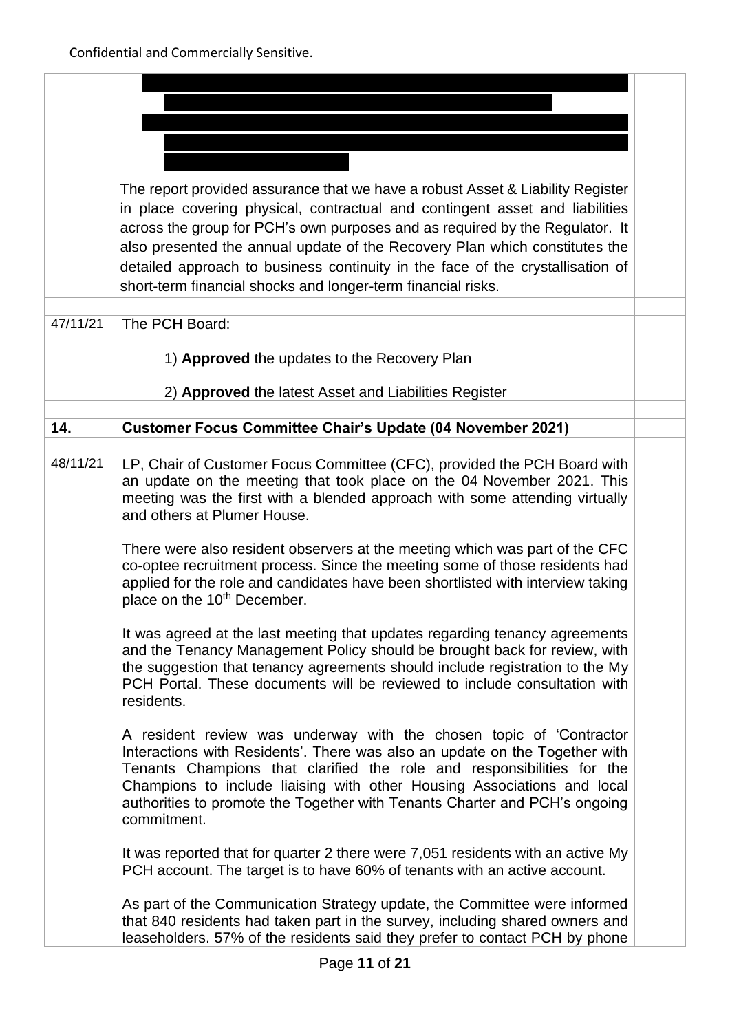Confidential and Commercially Sensitive.

| | | |
|---|---|---|
| | [REDACTED] | |
| | The report provided assurance that we have a robust Asset & Liability Register in place covering physical, contractual and contingent asset and liabilities across the group for PCH's own purposes and as required by the Regulator. It also presented the annual update of the Recovery Plan which constitutes the detailed approach to business continuity in the face of the crystallisation of short-term financial shocks and longer-term financial risks. | |
| 47/11/21 | The PCH Board:<br><br>1) **Approved** the updates to the Recovery Plan<br><br>2) **Approved** the latest Asset and Liabilities Register | |
| **14.** | **Customer Focus Committee Chair's Update (04 November 2021)** | |
| 48/11/21 | LP, Chair of Customer Focus Committee (CFC), provided the PCH Board with an update on the meeting that took place on the 04 November 2021. This meeting was the first with a blended approach with some attending virtually and others at Plumer House.<br><br>There were also resident observers at the meeting which was part of the CFC co-optee recruitment process. Since the meeting some of those residents had applied for the role and candidates have been shortlisted with interview taking place on the 10th December.<br><br>It was agreed at the last meeting that updates regarding tenancy agreements and the Tenancy Management Policy should be brought back for review, with the suggestion that tenancy agreements should include registration to the My PCH Portal. These documents will be reviewed to include consultation with residents.<br><br>A resident review was underway with the chosen topic of 'Contractor Interactions with Residents'. There was also an update on the Together with Tenants Champions that clarified the role and responsibilities for the Champions to include liaising with other Housing Associations and local authorities to promote the Together with Tenants Charter and PCH's ongoing commitment.<br><br>It was reported that for quarter 2 there were 7,051 residents with an active My PCH account. The target is to have 60% of tenants with an active account.<br><br>As part of the Communication Strategy update, the Committee were informed that 840 residents had taken part in the survey, including shared owners and leaseholders. 57% of the residents said they prefer to contact PCH by phone | |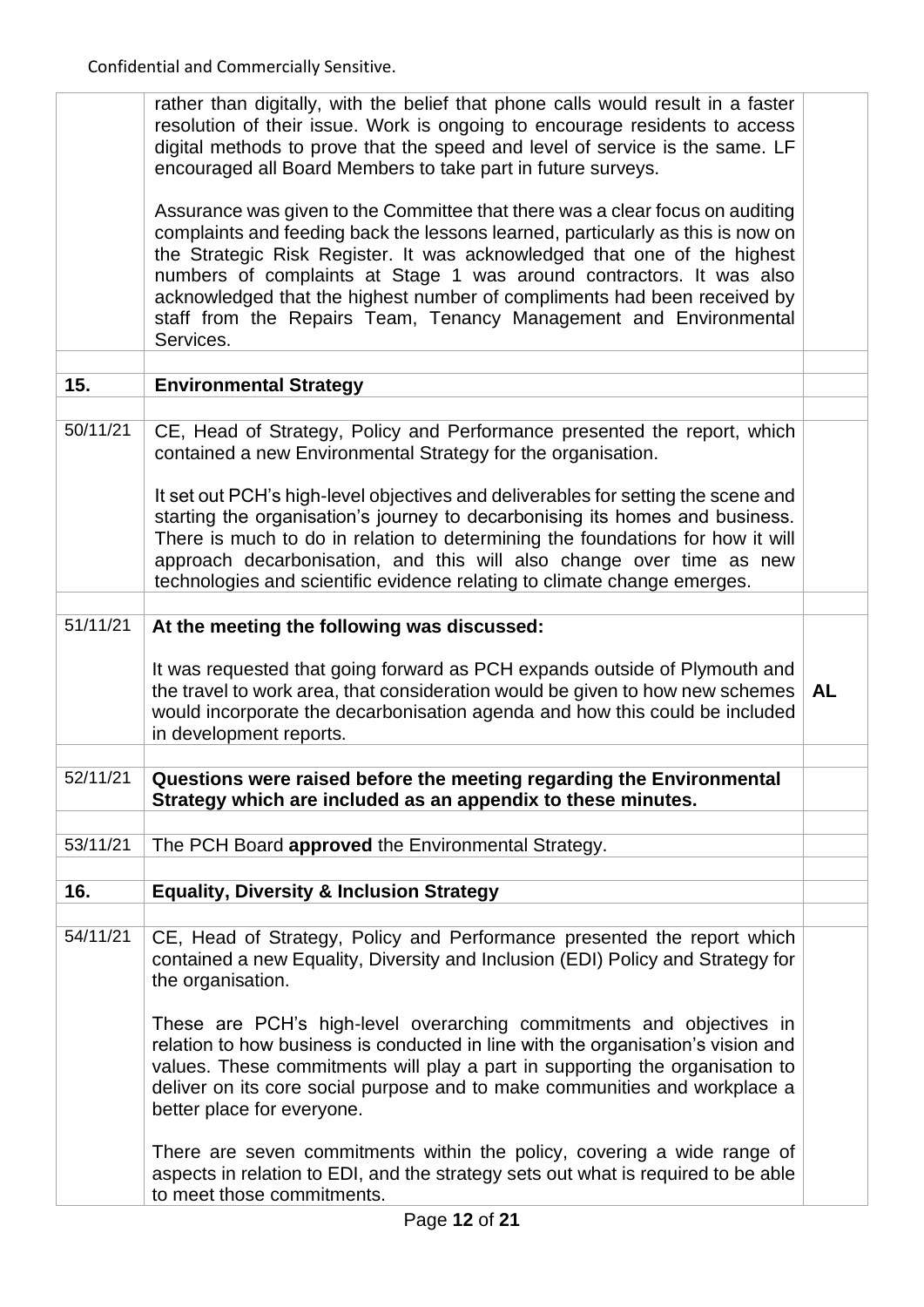Confidential and Commercially Sensitive.

| | | |
|---|---|---|
| | rather than digitally, with the belief that phone calls would result in a faster resolution of their issue. Work is ongoing to encourage residents to access digital methods to prove that the speed and level of service is the same. LF encouraged all Board Members to take part in future surveys.<br><br>Assurance was given to the Committee that there was a clear focus on auditing complaints and feeding back the lessons learned, particularly as this is now on the Strategic Risk Register. It was acknowledged that one of the highest numbers of complaints at Stage 1 was around contractors. It was also acknowledged that the highest number of compliments had been received by staff from the Repairs Team, Tenancy Management and Environmental Services. | |
| | | |
| **15.** | **Environmental Strategy** | |
| | | |
| 50/11/21 | CE, Head of Strategy, Policy and Performance presented the report, which contained a new Environmental Strategy for the organisation.<br><br>It set out PCH's high-level objectives and deliverables for setting the scene and starting the organisation's journey to decarbonising its homes and business. There is much to do in relation to determining the foundations for how it will approach decarbonisation, and this will also change over time as new technologies and scientific evidence relating to climate change emerges. | |
| | | |
| 51/11/21 | **At the meeting the following was discussed:**<br><br>It was requested that going forward as PCH expands outside of Plymouth and the travel to work area, that consideration would be given to how new schemes would incorporate the decarbonisation agenda and how this could be included in development reports. | **AL** |
| | | |
| 52/11/21 | **Questions were raised before the meeting regarding the Environmental Strategy which are included as an appendix to these minutes.** | |
| | | |
| 53/11/21 | The PCH Board **approved** the Environmental Strategy. | |
| | | |
| **16.** | **Equality, Diversity & Inclusion Strategy** | |
| | | |
| 54/11/21 | CE, Head of Strategy, Policy and Performance presented the report which contained a new Equality, Diversity and Inclusion (EDI) Policy and Strategy for the organisation.<br><br>These are PCH's high-level overarching commitments and objectives in relation to how business is conducted in line with the organisation's vision and values. These commitments will play a part in supporting the organisation to deliver on its core social purpose and to make communities and workplace a better place for everyone.<br><br>There are seven commitments within the policy, covering a wide range of aspects in relation to EDI, and the strategy sets out what is required to be able to meet those commitments. | |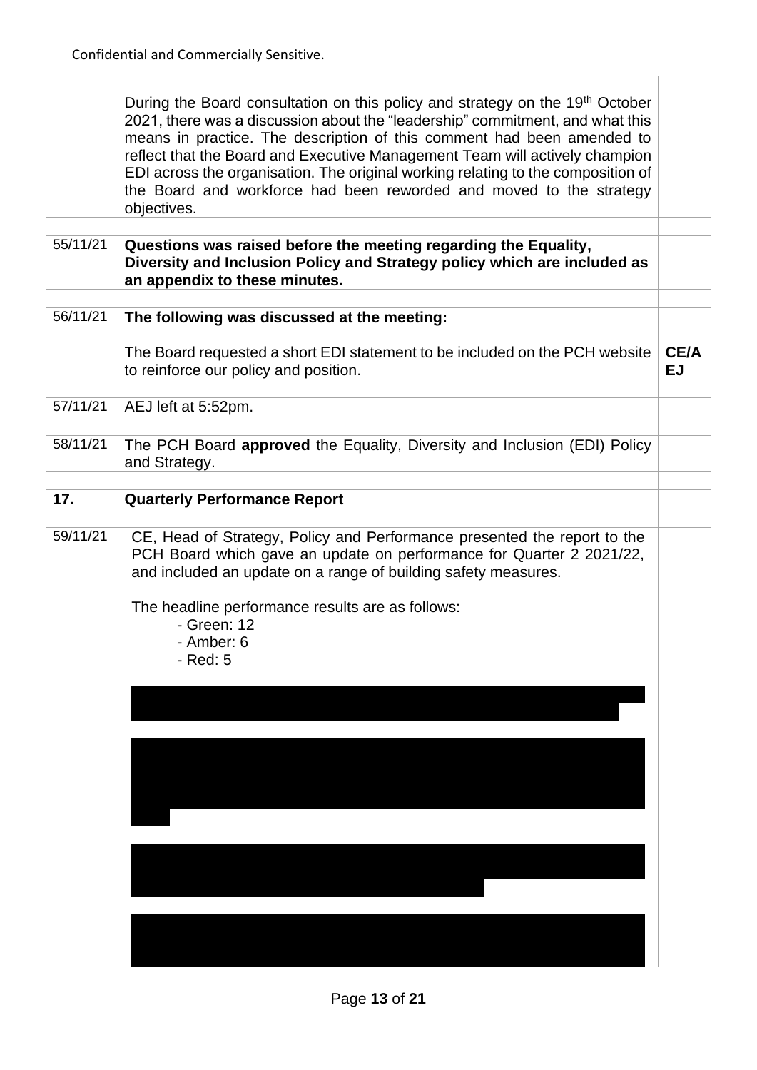| | | |
|---|---|---|
| | During the Board consultation on this policy and strategy on the 19th October 2021, there was a discussion about the "leadership" commitment, and what this means in practice. The description of this comment had been amended to reflect that the Board and Executive Management Team will actively champion EDI across the organisation. The original working relating to the composition of the Board and workforce had been reworded and moved to the strategy objectives. | |
| | | |
| 55/11/21 | **Questions was raised before the meeting regarding the Equality, Diversity and Inclusion Policy and Strategy policy which are included as an appendix to these minutes.** | |
| | | |
| 56/11/21 | **The following was discussed at the meeting:**<br><br>The Board requested a short EDI statement to be included on the PCH website to reinforce our policy and position. | **CE/AEJ** |
| | | |
| 57/11/21 | AEJ left at 5:52pm. | |
| | | |
| 58/11/21 | The PCH Board **approved** the Equality, Diversity and Inclusion (EDI) Policy and Strategy. | |
| | | |
| **17.** | **Quarterly Performance Report** | |
| | | |
| 59/11/21 | CE, Head of Strategy, Policy and Performance presented the report to the PCH Board which gave an update on performance for Quarter 2 2021/22, and included an update on a range of building safety measures.<br><br>The headline performance results are as follows:<br>- Green: 12<br>- Amber: 6<br>- Red: 5 | |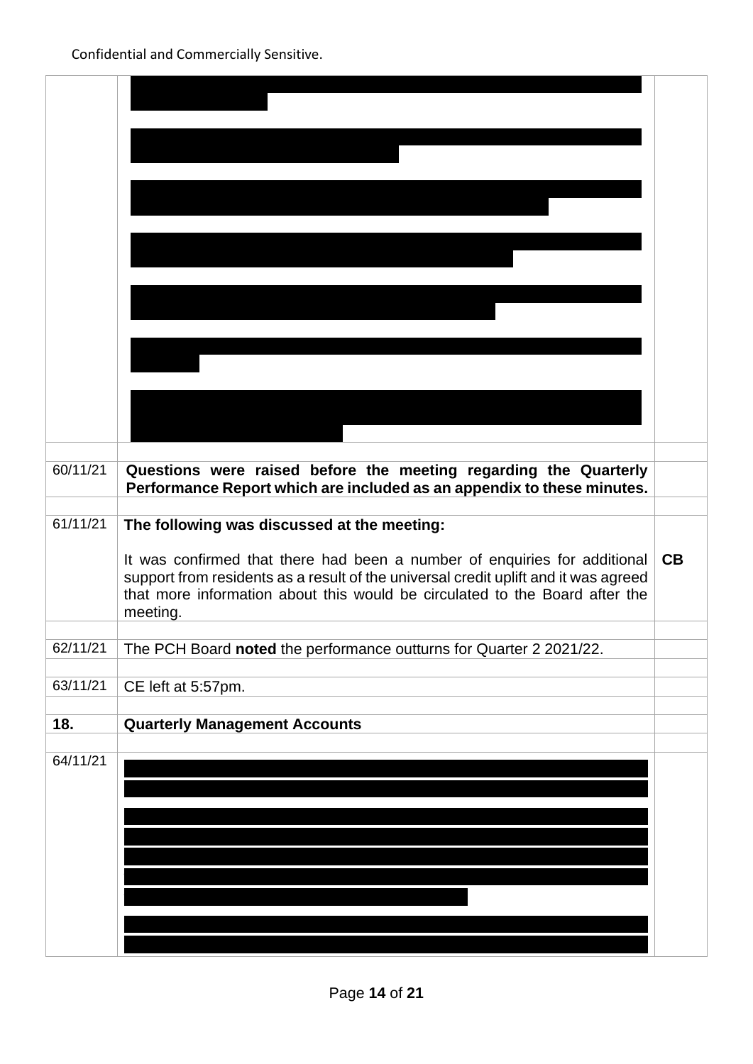Confidential and Commercially Sensitive.

| | | |
|---|---|---|
| | [redacted] | |
| 60/11/21 | **Questions were raised before the meeting regarding the Quarterly Performance Report which are included as an appendix to these minutes.** | |
| 61/11/21 | **The following was discussed at the meeting:**<br><br>It was confirmed that there had been a number of enquiries for additional support from residents as a result of the universal credit uplift and it was agreed that more information about this would be circulated to the Board after the meeting. | **CB** |
| 62/11/21 | The PCH Board **noted** the performance outturns for Quarter 2 2021/22. | |
| 63/11/21 | CE left at 5:57pm. | |
| **18.** | **Quarterly Management Accounts** | |
| 64/11/21 | [redacted] | |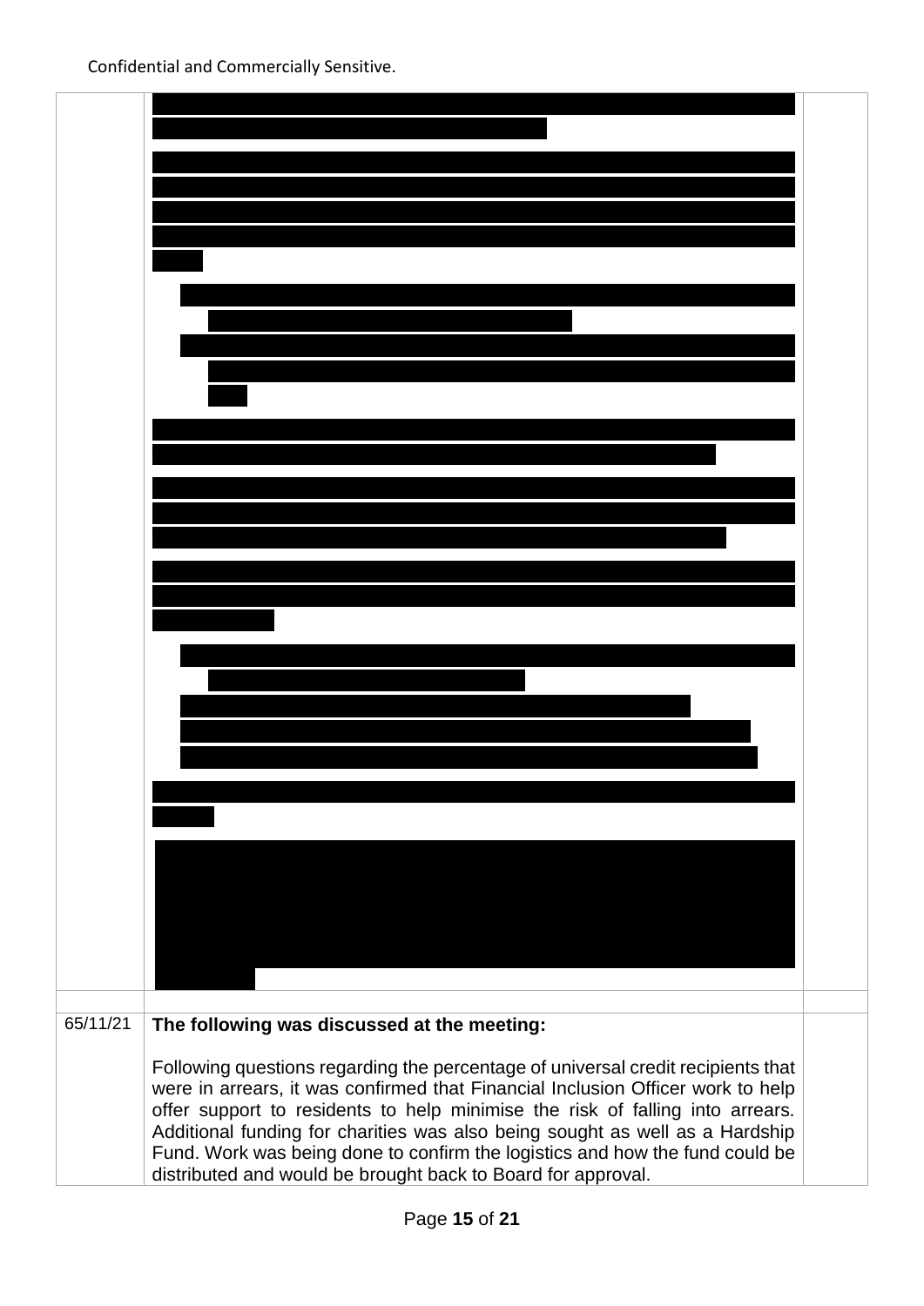Confidential and Commercially Sensitive.

| | | |
|---|---|---|
| | | |
| 65/11/21 | **The following was discussed at the meeting:**<br><br>Following questions regarding the percentage of universal credit recipients that were in arrears, it was confirmed that Financial Inclusion Officer work to help offer support to residents to help minimise the risk of falling into arrears. Additional funding for charities was also being sought as well as a Hardship Fund. Work was being done to confirm the logistics and how the fund could be distributed and would be brought back to Board for approval. | |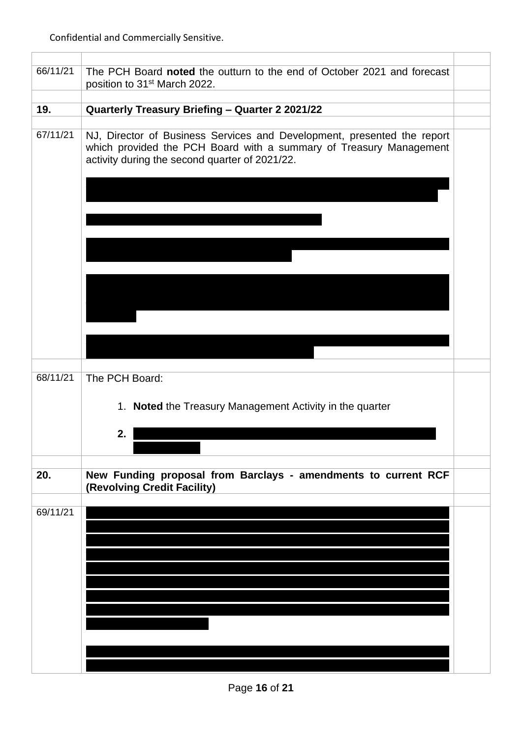Confidential and Commercially Sensitive.

| | | |
|---|---|---|
| 66/11/21 | The PCH Board **noted** the outturn to the end of October 2021 and forecast position to 31st March 2022. | |
| **19.** | **Quarterly Treasury Briefing – Quarter 2 2021/22** | |
| 67/11/21 | NJ, Director of Business Services and Development, presented the report which provided the PCH Board with a summary of Treasury Management activity during the second quarter of 2021/22. | |
| 68/11/21 | The PCH Board:<br><br>1. **Noted** the Treasury Management Activity in the quarter<br><br>2. | |
| **20.** | **New Funding proposal from Barclays - amendments to current RCF (Revolving Credit Facility)** | |
| 69/11/21 | | |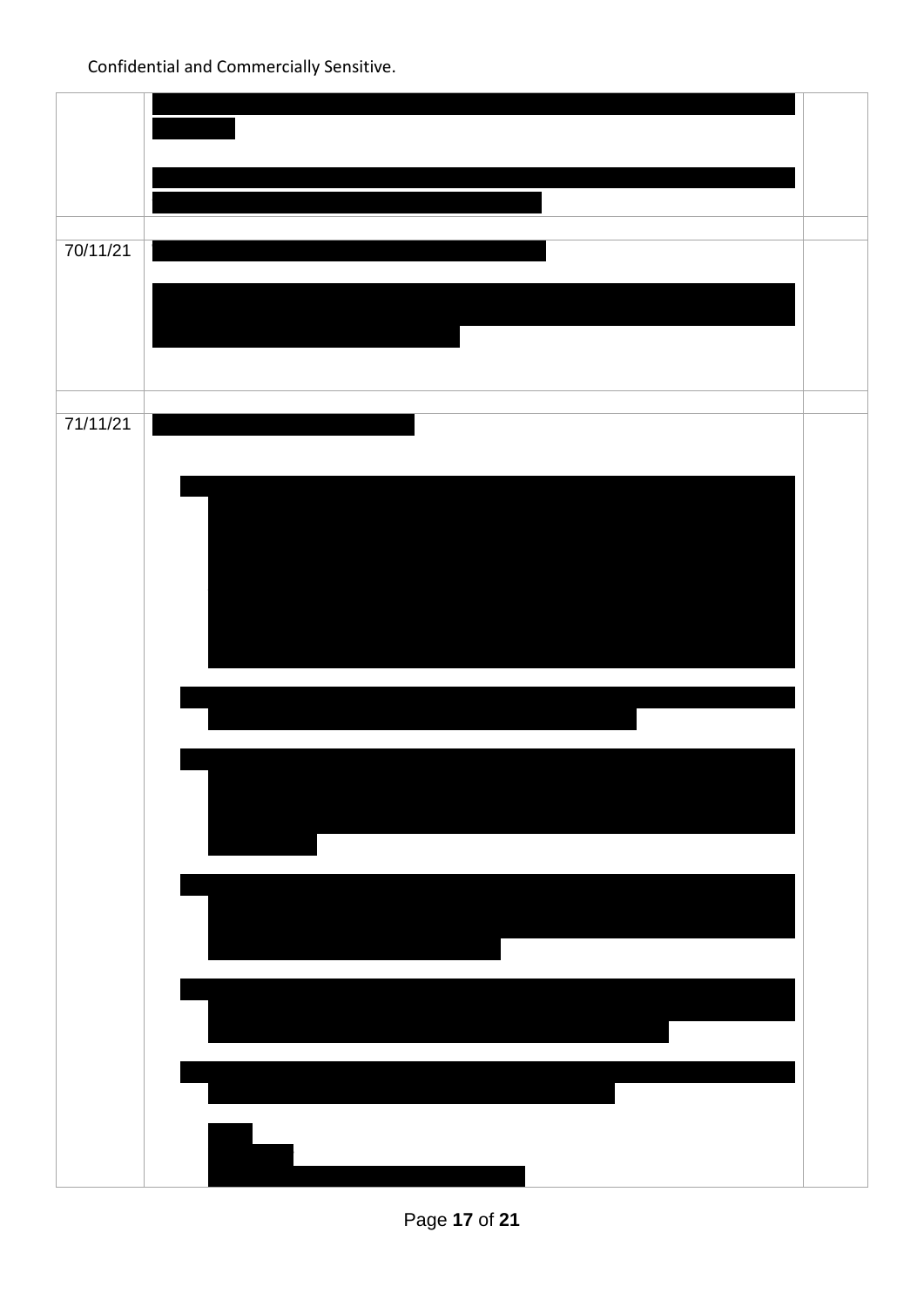Confidential and Commercially Sensitive.

| | | |
|---|---|---|
| | | |
| | | |
| 70/11/21 | | |
| | | |
| 71/11/21 | | |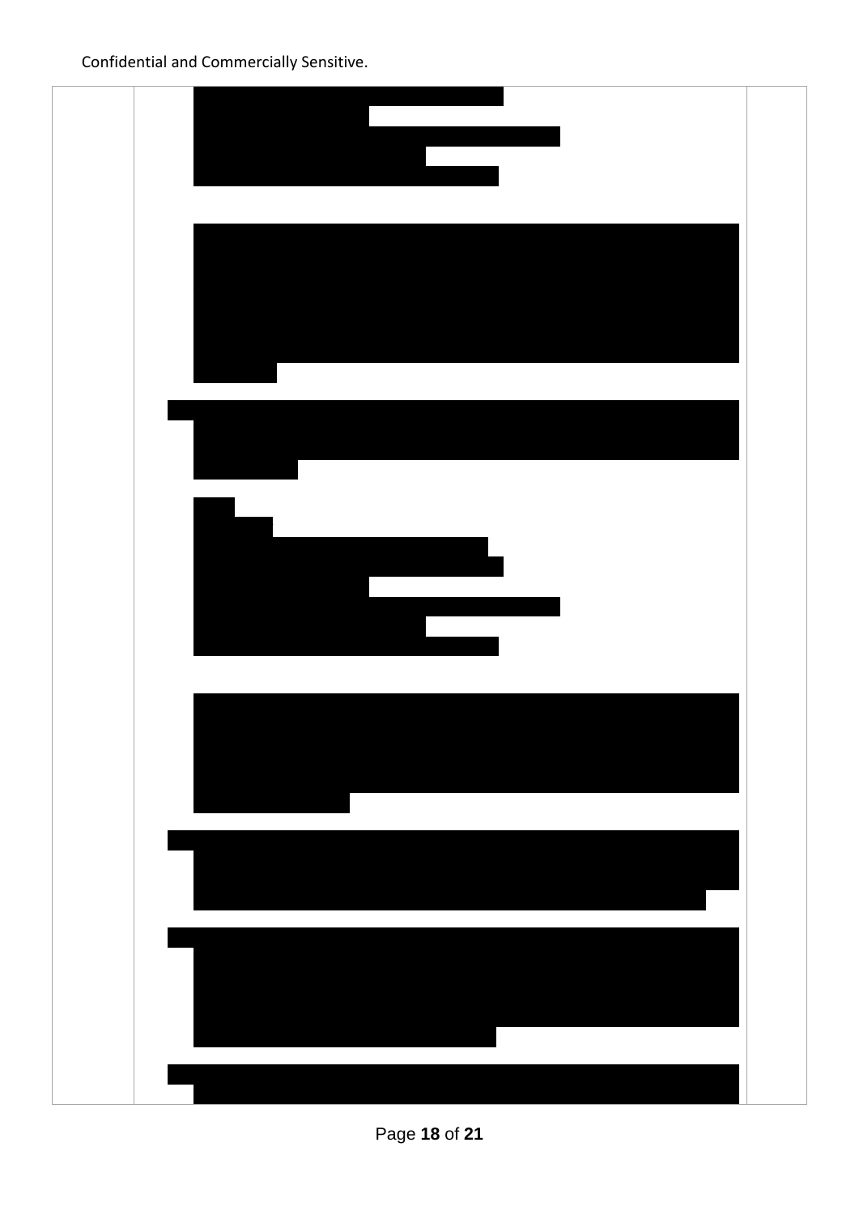Confidential and Commercially Sensitive.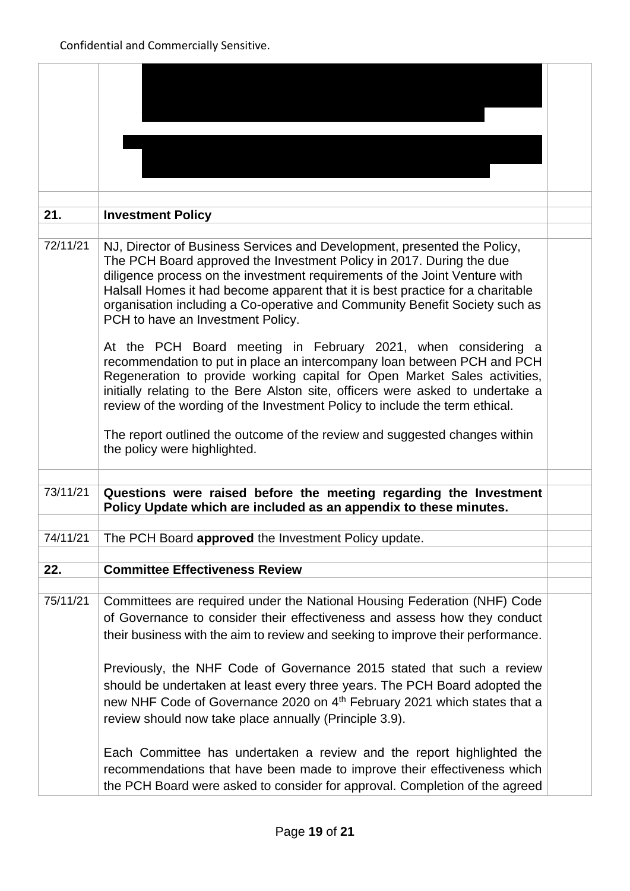Confidential and Commercially Sensitive.

| | | |
|---|---|---|
| | [redacted] | |
| | | |
| **21.** | **Investment Policy** | |
| | | |
| 72/11/21 | NJ, Director of Business Services and Development, presented the Policy, The PCH Board approved the Investment Policy in 2017. During the due diligence process on the investment requirements of the Joint Venture with Halsall Homes it had become apparent that it is best practice for a charitable organisation including a Co-operative and Community Benefit Society such as PCH to have an Investment Policy.<br><br>At the PCH Board meeting in February 2021, when considering a recommendation to put in place an intercompany loan between PCH and PCH Regeneration to provide working capital for Open Market Sales activities, initially relating to the Bere Alston site, officers were asked to undertake a review of the wording of the Investment Policy to include the term ethical.<br><br>The report outlined the outcome of the review and suggested changes within the policy were highlighted. | |
| | | |
| 73/11/21 | **Questions were raised before the meeting regarding the Investment Policy Update which are included as an appendix to these minutes.** | |
| | | |
| 74/11/21 | The PCH Board **approved** the Investment Policy update. | |
| | | |
| **22.** | **Committee Effectiveness Review** | |
| | | |
| 75/11/21 | Committees are required under the National Housing Federation (NHF) Code of Governance to consider their effectiveness and assess how they conduct their business with the aim to review and seeking to improve their performance.<br><br>Previously, the NHF Code of Governance 2015 stated that such a review should be undertaken at least every three years. The PCH Board adopted the new NHF Code of Governance 2020 on 4th February 2021 which states that a review should now take place annually (Principle 3.9).<br><br>Each Committee has undertaken a review and the report highlighted the recommendations that have been made to improve their effectiveness which the PCH Board were asked to consider for approval. Completion of the agreed | |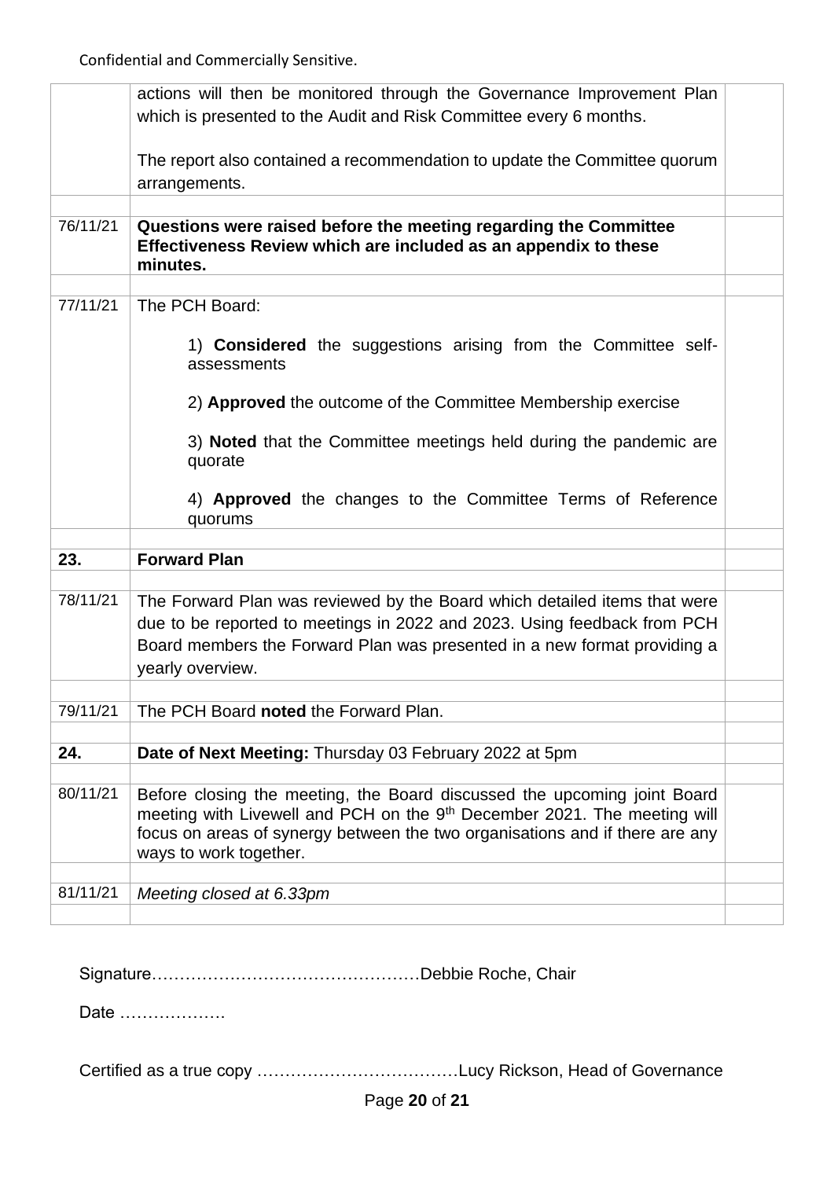| | | |
|---|---|---|
| | actions will then be monitored through the Governance Improvement Plan which is presented to the Audit and Risk Committee every 6 months.<br><br>The report also contained a recommendation to update the Committee quorum arrangements. | |
| | | |
| 76/11/21 | **Questions were raised before the meeting regarding the Committee Effectiveness Review which are included as an appendix to these minutes.** | |
| | | |
| 77/11/21 | The PCH Board:<br><br>1) **Considered** the suggestions arising from the Committee self-assessments<br><br>2) **Approved** the outcome of the Committee Membership exercise<br><br>3) **Noted** that the Committee meetings held during the pandemic are quorate<br><br>4) **Approved** the changes to the Committee Terms of Reference quorums | |
| | | |
| **23.** | **Forward Plan** | |
| | | |
| 78/11/21 | The Forward Plan was reviewed by the Board which detailed items that were due to be reported to meetings in 2022 and 2023. Using feedback from PCH Board members the Forward Plan was presented in a new format providing a yearly overview. | |
| | | |
| 79/11/21 | The PCH Board **noted** the Forward Plan. | |
| | | |
| **24.** | **Date of Next Meeting:** Thursday 03 February 2022 at 5pm | |
| | | |
| 80/11/21 | Before closing the meeting, the Board discussed the upcoming joint Board meeting with Livewell and PCH on the 9th December 2021. The meeting will focus on areas of synergy between the two organisations and if there are any ways to work together. | |
| | | |
| 81/11/21 | *Meeting closed at 6.33pm* | |
| | | |

Signature…………………………………………Debbie Roche, Chair

Date ……………….

Certified as a true copy ………………………………Lucy Rickson, Head of Governance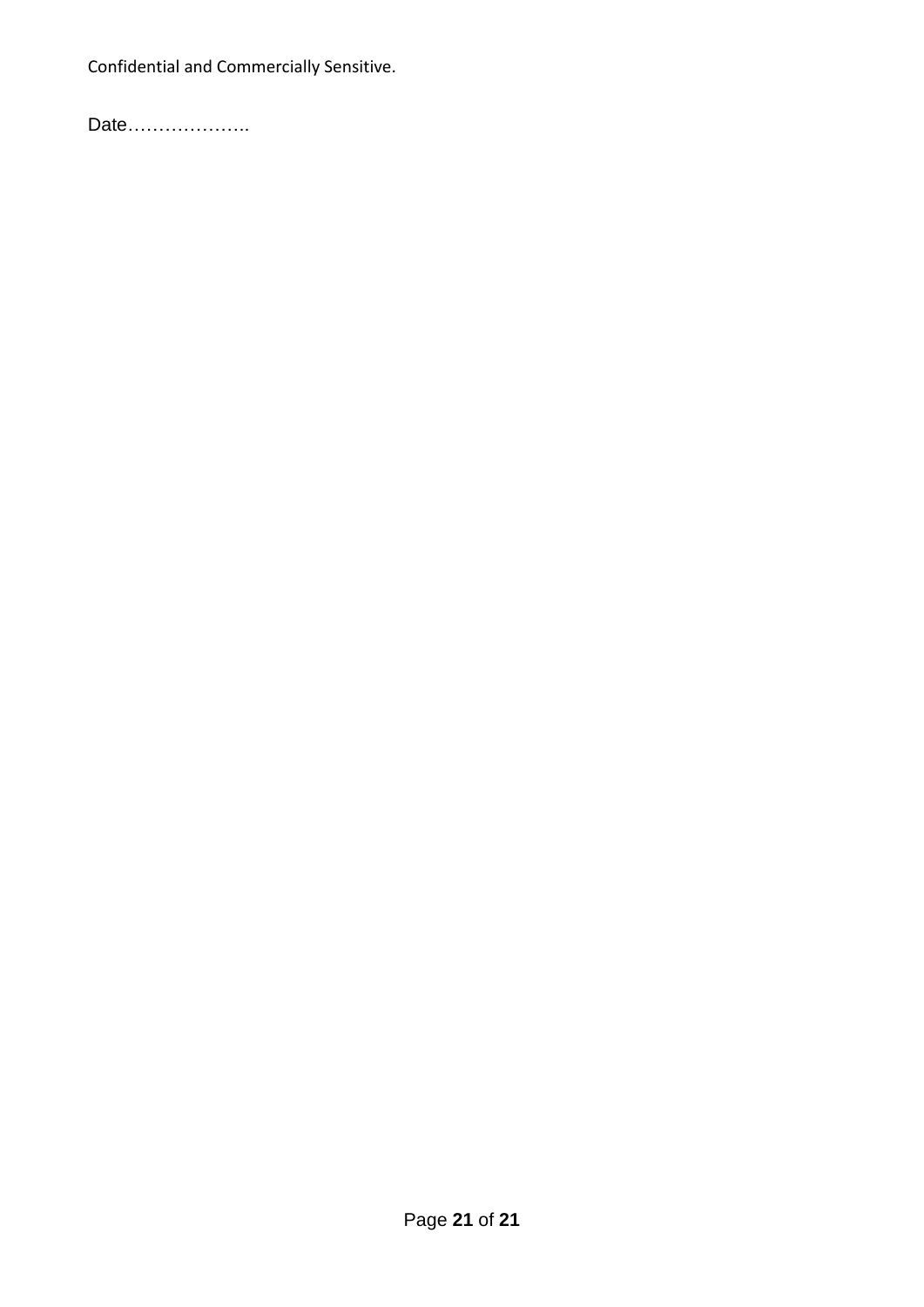Confidential and Commercially Sensitive.

Date………………..